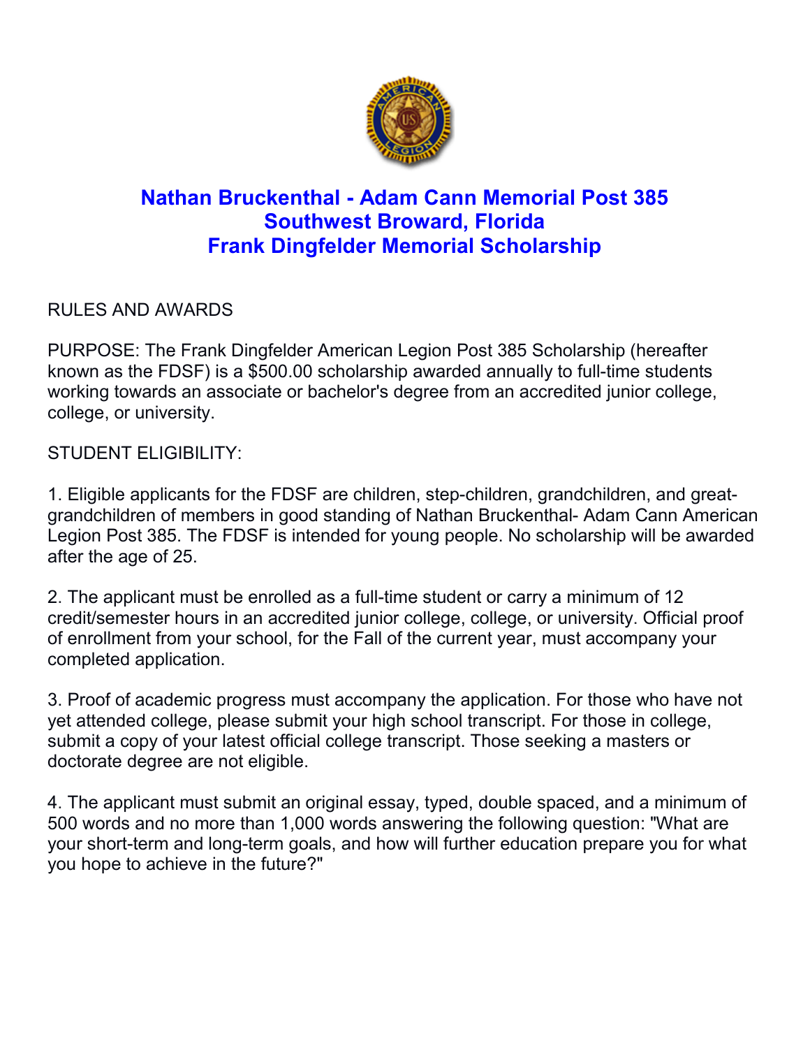# Nathan Bruckenthal - Adam Cann Memorial Post 385
# Southwest Broward, Florida
# Frank Dingfelder Memorial Scholarship

RULES AND AWARDS

PURPOSE: The Frank Dingfelder American Legion Post 385 Scholarship (hereafter known as the FDSF) is a $500.00 scholarship awarded annually to full-time students working towards an associate or bachelor's degree from an accredited junior college, college, or university.

STUDENT ELIGIBILITY:

1. Eligible applicants for the FDSF are children, step-children, grandchildren, and great-grandchildren of members in good standing of Nathan Bruckenthal- Adam Cann American Legion Post 385. The FDSF is intended for young people. No scholarship will be awarded after the age of 25.

2. The applicant must be enrolled as a full-time student or carry a minimum of 12 credit/semester hours in an accredited junior college, college, or university. Official proof of enrollment from your school, for the Fall of the current year, must accompany your completed application.

3. Proof of academic progress must accompany the application. For those who have not yet attended college, please submit your high school transcript. For those in college, submit a copy of your latest official college transcript. Those seeking a masters or doctorate degree are not eligible.

4. The applicant must submit an original essay, typed, double spaced, and a minimum of 500 words and no more than 1,000 words answering the following question: "What are your short-term and long-term goals, and how will further education prepare you for what you hope to achieve in the future?"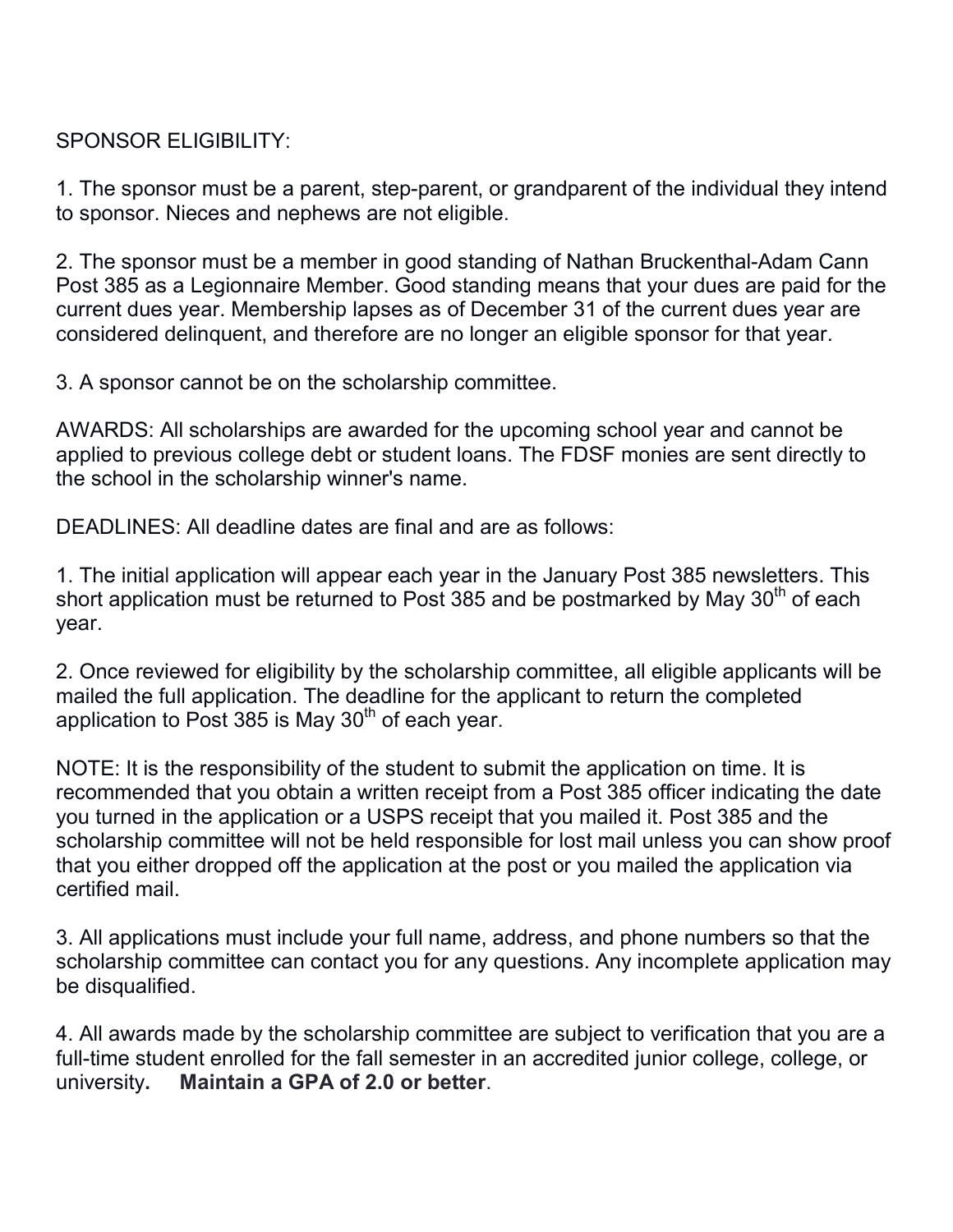SPONSOR ELIGIBILITY:

1. The sponsor must be a parent, step-parent, or grandparent of the individual they intend to sponsor. Nieces and nephews are not eligible.

2. The sponsor must be a member in good standing of Nathan Bruckenthal-Adam Cann Post 385 as a Legionnaire Member. Good standing means that your dues are paid for the current dues year. Membership lapses as of December 31 of the current dues year are considered delinquent, and therefore are no longer an eligible sponsor for that year.

3. A sponsor cannot be on the scholarship committee.

AWARDS: All scholarships are awarded for the upcoming school year and cannot be applied to previous college debt or student loans. The FDSF monies are sent directly to the school in the scholarship winner's name.

DEADLINES: All deadline dates are final and are as follows:

1. The initial application will appear each year in the January Post 385 newsletters. This short application must be returned to Post 385 and be postmarked by May 30th of each year.

2. Once reviewed for eligibility by the scholarship committee, all eligible applicants will be mailed the full application. The deadline for the applicant to return the completed application to Post 385 is May 30th of each year.

NOTE: It is the responsibility of the student to submit the application on time. It is recommended that you obtain a written receipt from a Post 385 officer indicating the date you turned in the application or a USPS receipt that you mailed it. Post 385 and the scholarship committee will not be held responsible for lost mail unless you can show proof that you either dropped off the application at the post or you mailed the application via certified mail.

3. All applications must include your full name, address, and phone numbers so that the scholarship committee can contact you for any questions. Any incomplete application may be disqualified.

4. All awards made by the scholarship committee are subject to verification that you are a full-time student enrolled for the fall semester in an accredited junior college, college, or university**.** **Maintain a GPA of 2.0 or better**.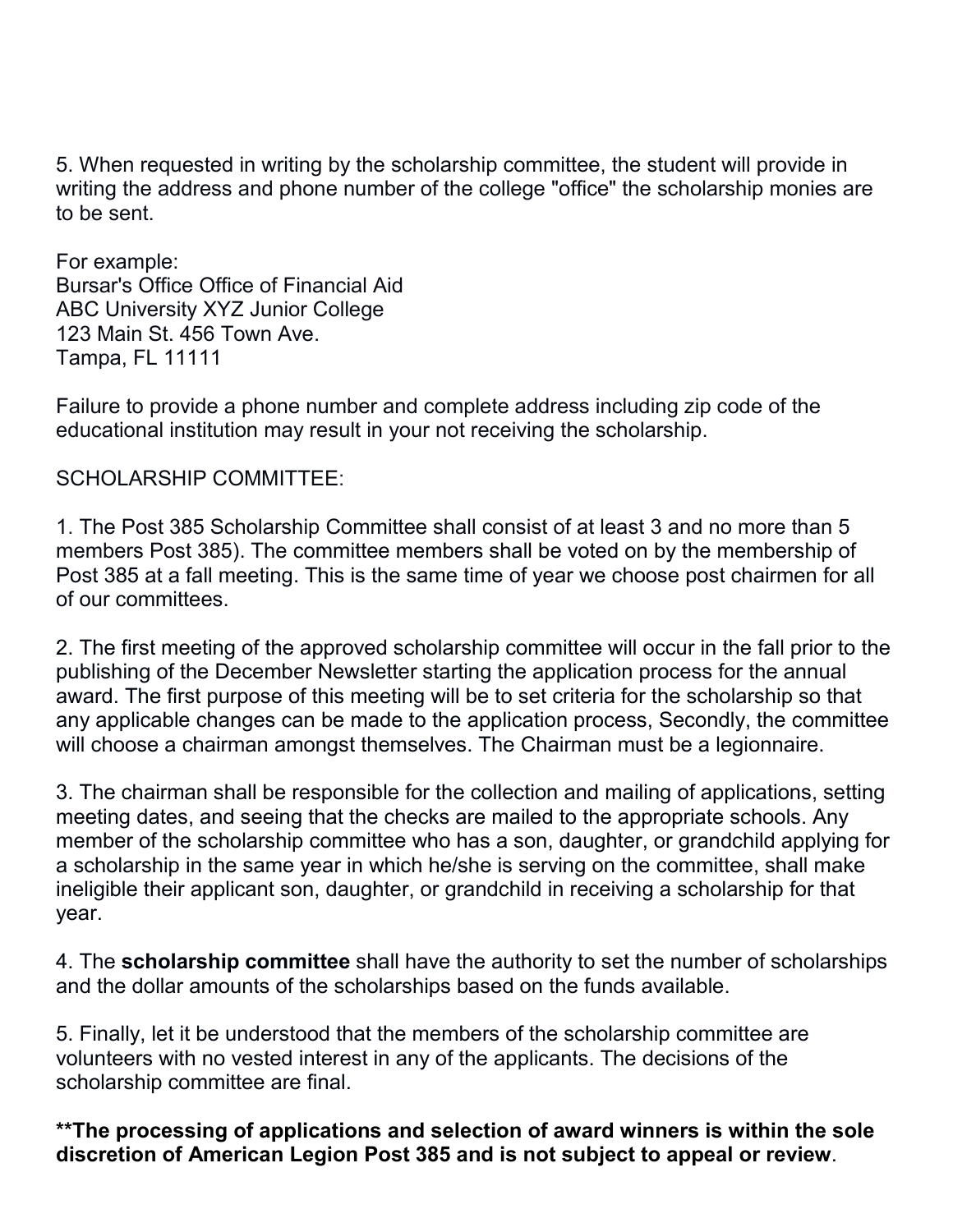5. When requested in writing by the scholarship committee, the student will provide in writing the address and phone number of the college "office" the scholarship monies are to be sent.

For example:
Bursar's Office Office of Financial Aid
ABC University XYZ Junior College
123 Main St. 456 Town Ave.
Tampa, FL 11111

Failure to provide a phone number and complete address including zip code of the educational institution may result in your not receiving the scholarship.

SCHOLARSHIP COMMITTEE:

1. The Post 385 Scholarship Committee shall consist of at least 3 and no more than 5 members Post 385). The committee members shall be voted on by the membership of Post 385 at a fall meeting. This is the same time of year we choose post chairmen for all of our committees.

2. The first meeting of the approved scholarship committee will occur in the fall prior to the publishing of the December Newsletter starting the application process for the annual award. The first purpose of this meeting will be to set criteria for the scholarship so that any applicable changes can be made to the application process, Secondly, the committee will choose a chairman amongst themselves. The Chairman must be a legionnaire.

3. The chairman shall be responsible for the collection and mailing of applications, setting meeting dates, and seeing that the checks are mailed to the appropriate schools. Any member of the scholarship committee who has a son, daughter, or grandchild applying for a scholarship in the same year in which he/she is serving on the committee, shall make ineligible their applicant son, daughter, or grandchild in receiving a scholarship for that year.

4. The **scholarship committee** shall have the authority to set the number of scholarships and the dollar amounts of the scholarships based on the funds available.

5. Finally, let it be understood that the members of the scholarship committee are volunteers with no vested interest in any of the applicants. The decisions of the scholarship committee are final.

**\*\*The processing of applications and selection of award winners is within the sole discretion of American Legion Post 385 and is not subject to appeal or review**.